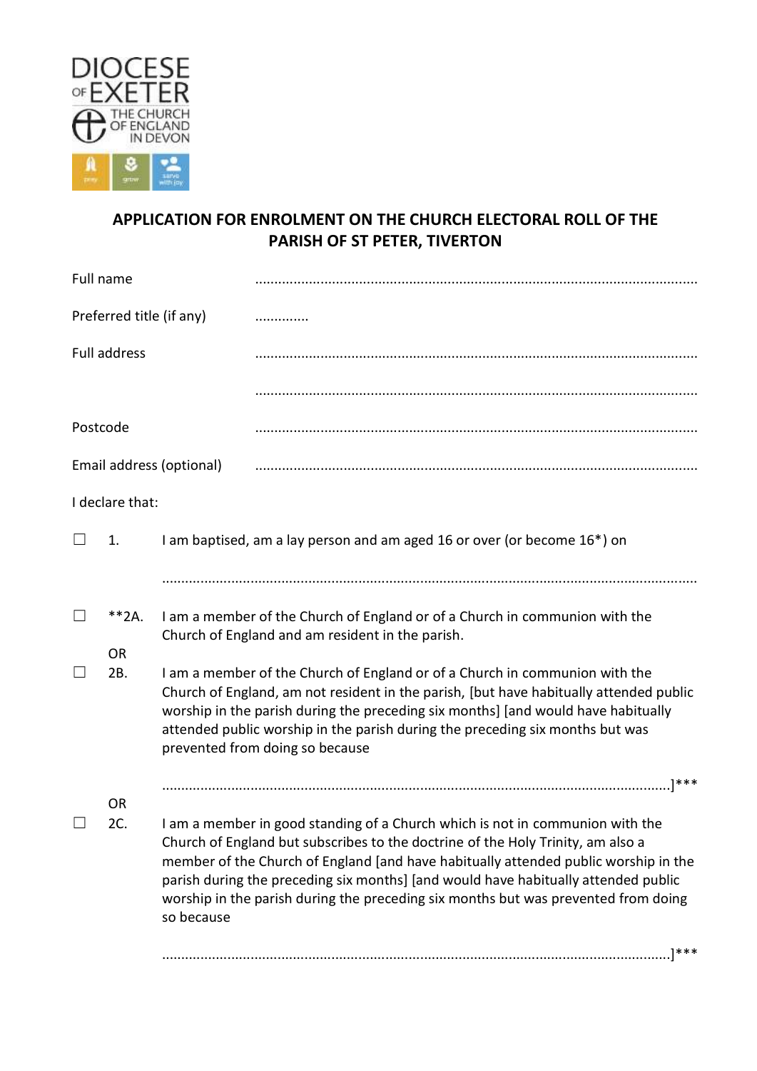DIOCESE OF EXETER
THE CHURCH OF ENGLAND IN DEVON

pray grow serve with joy

## APPLICATION FOR ENROLMENT ON THE CHURCH ELECTORAL ROLL OF THE PARISH OF ST PETER, TIVERTON

Full name ..........................................................................................................................

Preferred title (if any) ..............

Full address ..........................................................................................................................

..........................................................................................................................

Postcode ..........................................................................................................................

Email address (optional) ..........................................................................................................................

I declare that:

☐ 1. I am baptised, am a lay person and am aged 16 or over (or become 16*) on

..........................................................................................................................

☐ **2A. I am a member of the Church of England or of a Church in communion with the Church of England and am resident in the parish.

OR

☐ 2B. I am a member of the Church of England or of a Church in communion with the Church of England, am not resident in the parish, [but have habitually attended public worship in the parish during the preceding six months] [and would have habitually attended public worship in the parish during the preceding six months but was prevented from doing so because

..........................................................................................................................]***

OR

☐ 2C. I am a member in good standing of a Church which is not in communion with the Church of England but subscribes to the doctrine of the Holy Trinity, am also a member of the Church of England [and have habitually attended public worship in the parish during the preceding six months] [and would have habitually attended public worship in the parish during the preceding six months but was prevented from doing so because

..........................................................................................................................]***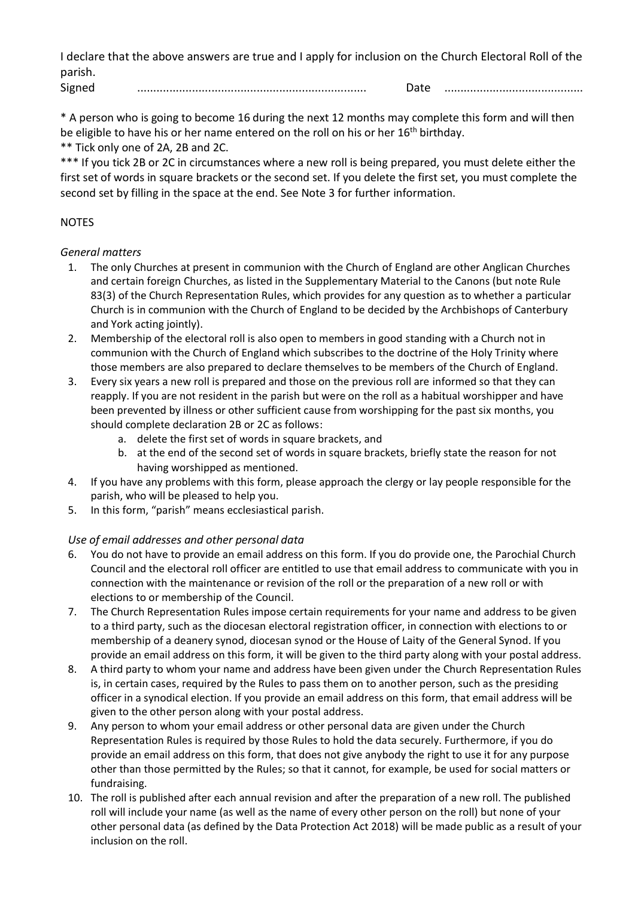I declare that the above answers are true and I apply for inclusion on the Church Electoral Roll of the parish.

Signed ....................................................................... Date ..........................................

* A person who is going to become 16 during the next 12 months may complete this form and will then be eligible to have his or her name entered on the roll on his or her 16th birthday.

** Tick only one of 2A, 2B and 2C.

*** If you tick 2B or 2C in circumstances where a new roll is being prepared, you must delete either the first set of words in square brackets or the second set. If you delete the first set, you must complete the second set by filling in the space at the end. See Note 3 for further information.

NOTES

*General matters*

1. The only Churches at present in communion with the Church of England are other Anglican Churches and certain foreign Churches, as listed in the Supplementary Material to the Canons (but note Rule 83(3) of the Church Representation Rules, which provides for any question as to whether a particular Church is in communion with the Church of England to be decided by the Archbishops of Canterbury and York acting jointly).
2. Membership of the electoral roll is also open to members in good standing with a Church not in communion with the Church of England which subscribes to the doctrine of the Holy Trinity where those members are also prepared to declare themselves to be members of the Church of England.
3. Every six years a new roll is prepared and those on the previous roll are informed so that they can reapply. If you are not resident in the parish but were on the roll as a habitual worshipper and have been prevented by illness or other sufficient cause from worshipping for the past six months, you should complete declaration 2B or 2C as follows:
    a. delete the first set of words in square brackets, and
    b. at the end of the second set of words in square brackets, briefly state the reason for not having worshipped as mentioned.
4. If you have any problems with this form, please approach the clergy or lay people responsible for the parish, who will be pleased to help you.
5. In this form, "parish" means ecclesiastical parish.

*Use of email addresses and other personal data*

6. You do not have to provide an email address on this form. If you do provide one, the Parochial Church Council and the electoral roll officer are entitled to use that email address to communicate with you in connection with the maintenance or revision of the roll or the preparation of a new roll or with elections to or membership of the Council.
7. The Church Representation Rules impose certain requirements for your name and address to be given to a third party, such as the diocesan electoral registration officer, in connection with elections to or membership of a deanery synod, diocesan synod or the House of Laity of the General Synod. If you provide an email address on this form, it will be given to the third party along with your postal address.
8. A third party to whom your name and address have been given under the Church Representation Rules is, in certain cases, required by the Rules to pass them on to another person, such as the presiding officer in a synodical election. If you provide an email address on this form, that email address will be given to the other person along with your postal address.
9. Any person to whom your email address or other personal data are given under the Church Representation Rules is required by those Rules to hold the data securely. Furthermore, if you do provide an email address on this form, that does not give anybody the right to use it for any purpose other than those permitted by the Rules; so that it cannot, for example, be used for social matters or fundraising.
10. The roll is published after each annual revision and after the preparation of a new roll. The published roll will include your name (as well as the name of every other person on the roll) but none of your other personal data (as defined by the Data Protection Act 2018) will be made public as a result of your inclusion on the roll.